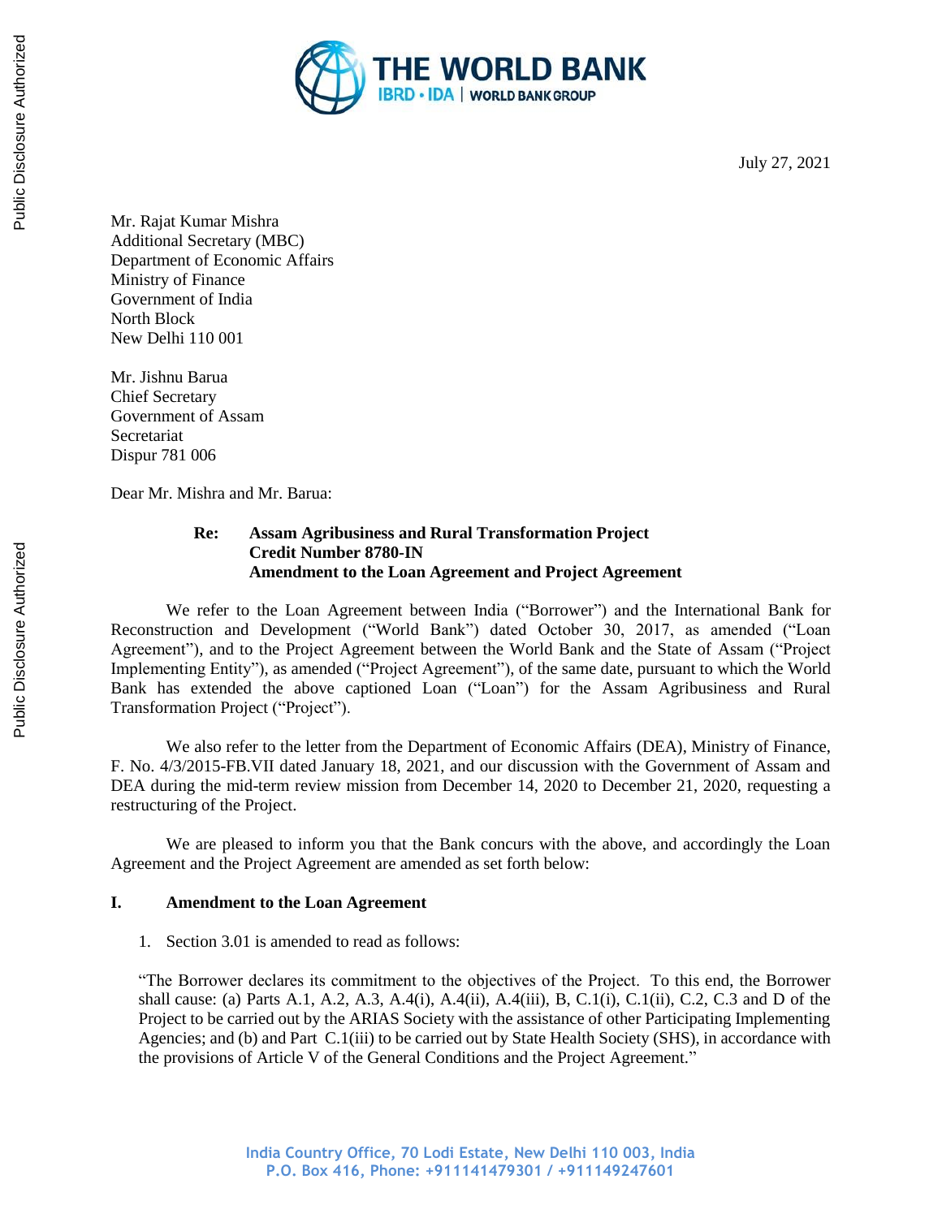July 27, 2021

Mr. Rajat Kumar Mishra
Additional Secretary (MBC)
Department of Economic Affairs
Ministry of Finance
Government of India
North Block
New Delhi 110 001

Mr. Jishnu Barua
Chief Secretary
Government of Assam
Secretariat
Dispur 781 006

Dear Mr. Mishra and Mr. Barua:

**Re: Assam Agribusiness and Rural Transformation Project**
**Credit Number 8780-IN**
**Amendment to the Loan Agreement and Project Agreement**

We refer to the Loan Agreement between India ("Borrower") and the International Bank for Reconstruction and Development ("World Bank") dated October 30, 2017, as amended ("Loan Agreement"), and to the Project Agreement between the World Bank and the State of Assam ("Project Implementing Entity"), as amended ("Project Agreement"), of the same date, pursuant to which the World Bank has extended the above captioned Loan ("Loan") for the Assam Agribusiness and Rural Transformation Project ("Project").

We also refer to the letter from the Department of Economic Affairs (DEA), Ministry of Finance, F. No. 4/3/2015-FB.VII dated January 18, 2021, and our discussion with the Government of Assam and DEA during the mid-term review mission from December 14, 2020 to December 21, 2020, requesting a restructuring of the Project.

We are pleased to inform you that the Bank concurs with the above, and accordingly the Loan Agreement and the Project Agreement are amended as set forth below:

## I. Amendment to the Loan Agreement

1. Section 3.01 is amended to read as follows:

"The Borrower declares its commitment to the objectives of the Project. To this end, the Borrower shall cause: (a) Parts A.1, A.2, A.3, A.4(i), A.4(ii), A.4(iii), B, C.1(i), C.1(ii), C.2, C.3 and D of the Project to be carried out by the ARIAS Society with the assistance of other Participating Implementing Agencies; and (b) and Part C.1(iii) to be carried out by State Health Society (SHS), in accordance with the provisions of Article V of the General Conditions and the Project Agreement."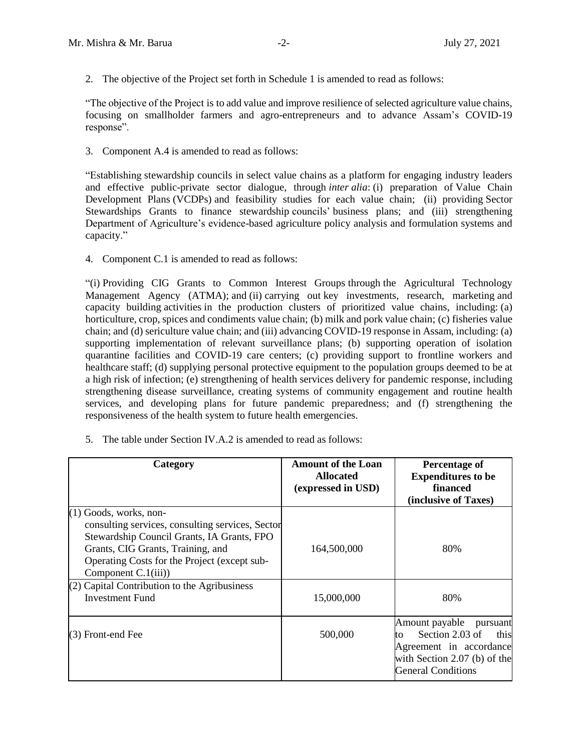2. The objective of the Project set forth in Schedule 1 is amended to read as follows:

"The objective of the Project is to add value and improve resilience of selected agriculture value chains, focusing on smallholder farmers and agro-entrepreneurs and to advance Assam's COVID-19 response".

3. Component A.4 is amended to read as follows:

"Establishing stewardship councils in select value chains as a platform for engaging industry leaders and effective public-private sector dialogue, through *inter alia*: (i) preparation of Value Chain Development Plans (VCDPs) and feasibility studies for each value chain; (ii) providing Sector Stewardships Grants to finance stewardship councils' business plans; and (iii) strengthening Department of Agriculture's evidence-based agriculture policy analysis and formulation systems and capacity."

4. Component C.1 is amended to read as follows:

"(i) Providing CIG Grants to Common Interest Groups through the Agricultural Technology Management Agency (ATMA); and (ii) carrying out key investments, research, marketing and capacity building activities in the production clusters of prioritized value chains, including: (a) horticulture, crop, spices and condiments value chain; (b) milk and pork value chain; (c) fisheries value chain; and (d) sericulture value chain; and (iii) advancing COVID-19 response in Assam, including: (a) supporting implementation of relevant surveillance plans; (b) supporting operation of isolation quarantine facilities and COVID-19 care centers; (c) providing support to frontline workers and healthcare staff; (d) supplying personal protective equipment to the population groups deemed to be at a high risk of infection; (e) strengthening of health services delivery for pandemic response, including strengthening disease surveillance, creating systems of community engagement and routine health services, and developing plans for future pandemic preparedness; and (f) strengthening the responsiveness of the health system to future health emergencies.

5. The table under Section IV.A.2 is amended to read as follows:

| Category | Amount of the Loan Allocated (expressed in USD) | Percentage of Expenditures to be financed (inclusive of Taxes) |
|---|---|---|
| (1) Goods, works, non-consulting services, consulting services, Sector Stewardship Council Grants, IA Grants, FPO Grants, CIG Grants, Training, and Operating Costs for the Project (except sub-Component C.1(iii)) | 164,500,000 | 80% |
| (2) Capital Contribution to the Agribusiness Investment Fund | 15,000,000 | 80% |
| (3) Front-end Fee | 500,000 | Amount payable pursuant to Section 2.03 of this Agreement in accordance with Section 2.07 (b) of the General Conditions |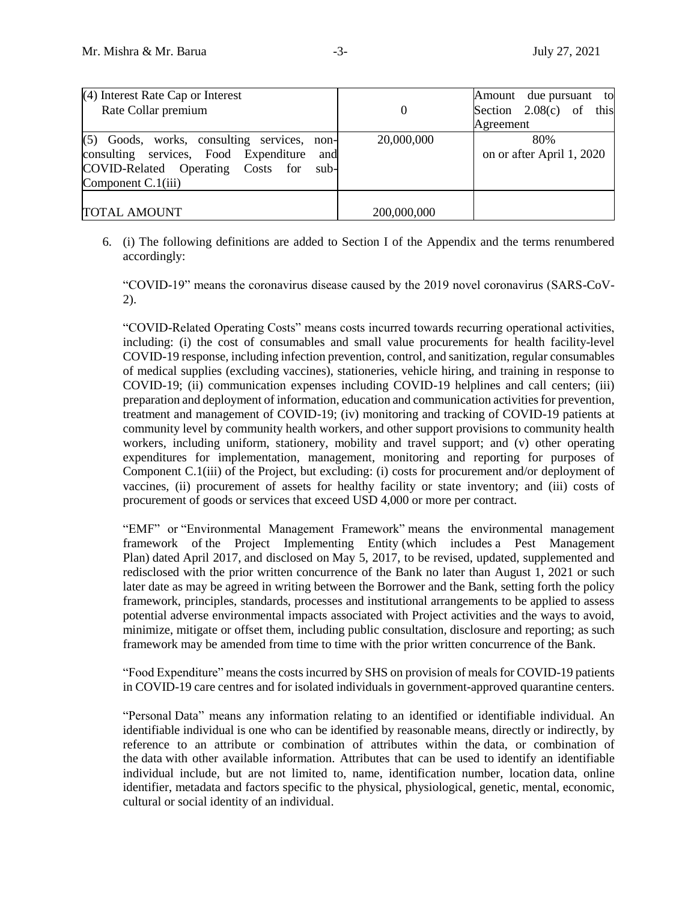| (4) Interest Rate Cap or Interest Rate Collar premium | 0 | Amount due pursuant to Section 2.08(c) of this Agreement |
|---|---|---|
| (5) Goods, works, consulting services, non-consulting services, Food Expenditure and COVID-Related Operating Costs for sub-Component C.1(iii) | 20,000,000 | 80% on or after April 1, 2020 |
| TOTAL AMOUNT | 200,000,000 | |

6. (i) The following definitions are added to Section I of the Appendix and the terms renumbered accordingly:

"COVID-19" means the coronavirus disease caused by the 2019 novel coronavirus (SARS-CoV-2).

"COVID-Related Operating Costs" means costs incurred towards recurring operational activities, including: (i) the cost of consumables and small value procurements for health facility-level COVID-19 response, including infection prevention, control, and sanitization, regular consumables of medical supplies (excluding vaccines), stationeries, vehicle hiring, and training in response to COVID-19; (ii) communication expenses including COVID-19 helplines and call centers; (iii) preparation and deployment of information, education and communication activities for prevention, treatment and management of COVID-19; (iv) monitoring and tracking of COVID-19 patients at community level by community health workers, and other support provisions to community health workers, including uniform, stationery, mobility and travel support; and (v) other operating expenditures for implementation, management, monitoring and reporting for purposes of Component C.1(iii) of the Project, but excluding: (i) costs for procurement and/or deployment of vaccines, (ii) procurement of assets for healthy facility or state inventory; and (iii) costs of procurement of goods or services that exceed USD 4,000 or more per contract.

"EMF" or "Environmental Management Framework" means the environmental management framework of the Project Implementing Entity (which includes a Pest Management Plan) dated April 2017, and disclosed on May 5, 2017, to be revised, updated, supplemented and redisclosed with the prior written concurrence of the Bank no later than August 1, 2021 or such later date as may be agreed in writing between the Borrower and the Bank, setting forth the policy framework, principles, standards, processes and institutional arrangements to be applied to assess potential adverse environmental impacts associated with Project activities and the ways to avoid, minimize, mitigate or offset them, including public consultation, disclosure and reporting; as such framework may be amended from time to time with the prior written concurrence of the Bank.

"Food Expenditure" means the costs incurred by SHS on provision of meals for COVID-19 patients in COVID-19 care centres and for isolated individuals in government-approved quarantine centers.

"Personal Data" means any information relating to an identified or identifiable individual. An identifiable individual is one who can be identified by reasonable means, directly or indirectly, by reference to an attribute or combination of attributes within the data, or combination of the data with other available information. Attributes that can be used to identify an identifiable individual include, but are not limited to, name, identification number, location data, online identifier, metadata and factors specific to the physical, physiological, genetic, mental, economic, cultural or social identity of an individual.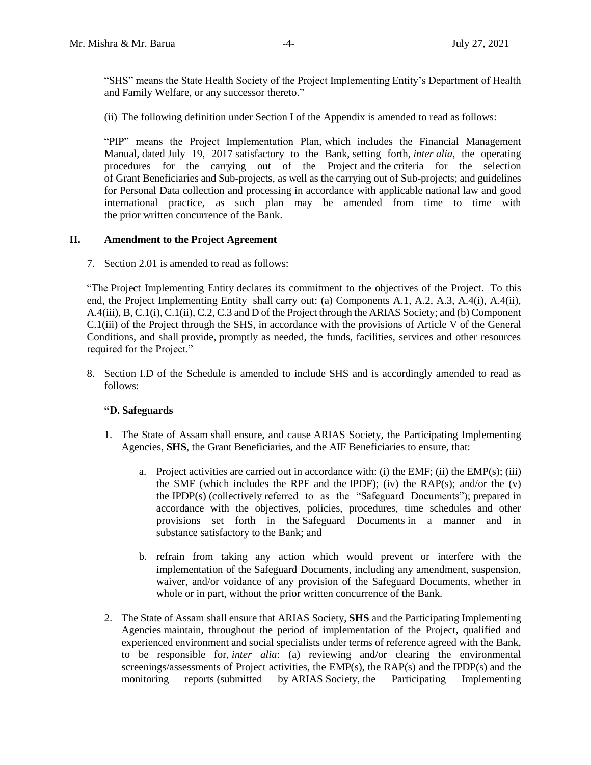"SHS" means the State Health Society of the Project Implementing Entity's Department of Health and Family Welfare, or any successor thereto."

(ii) The following definition under Section I of the Appendix is amended to read as follows:

"PIP" means the Project Implementation Plan, which includes the Financial Management Manual, dated July 19, 2017 satisfactory to the Bank, setting forth, *inter alia*, the operating procedures for the carrying out of the Project and the criteria for the selection of Grant Beneficiaries and Sub-projects, as well as the carrying out of Sub-projects; and guidelines for Personal Data collection and processing in accordance with applicable national law and good international practice, as such plan may be amended from time to time with the prior written concurrence of the Bank.

## II. Amendment to the Project Agreement

7. Section 2.01 is amended to read as follows:

"The Project Implementing Entity declares its commitment to the objectives of the Project. To this end, the Project Implementing Entity shall carry out: (a) Components A.1, A.2, A.3, A.4(i), A.4(ii), A.4(iii), B, C.1(i), C.1(ii), C.2, C.3 and D of the Project through the ARIAS Society; and (b) Component C.1(iii) of the Project through the SHS, in accordance with the provisions of Article V of the General Conditions, and shall provide, promptly as needed, the funds, facilities, services and other resources required for the Project."

8. Section I.D of the Schedule is amended to include SHS and is accordingly amended to read as follows:

**"D. Safeguards**

1. The State of Assam shall ensure, and cause ARIAS Society, the Participating Implementing Agencies, **SHS**, the Grant Beneficiaries, and the AIF Beneficiaries to ensure, that:

   a. Project activities are carried out in accordance with: (i) the EMF; (ii) the EMP(s); (iii) the SMF (which includes the RPF and the IPDF); (iv) the RAP(s); and/or the (v) the IPDP(s) (collectively referred to as the "Safeguard Documents"); prepared in accordance with the objectives, policies, procedures, time schedules and other provisions set forth in the Safeguard Documents in a manner and in substance satisfactory to the Bank; and

   b. refrain from taking any action which would prevent or interfere with the implementation of the Safeguard Documents, including any amendment, suspension, waiver, and/or voidance of any provision of the Safeguard Documents, whether in whole or in part, without the prior written concurrence of the Bank.

2. The State of Assam shall ensure that ARIAS Society, **SHS** and the Participating Implementing Agencies maintain, throughout the period of implementation of the Project, qualified and experienced environment and social specialists under terms of reference agreed with the Bank, to be responsible for, *inter alia*: (a) reviewing and/or clearing the environmental screenings/assessments of Project activities, the EMP(s), the RAP(s) and the IPDP(s) and the monitoring reports (submitted by ARIAS Society, the Participating Implementing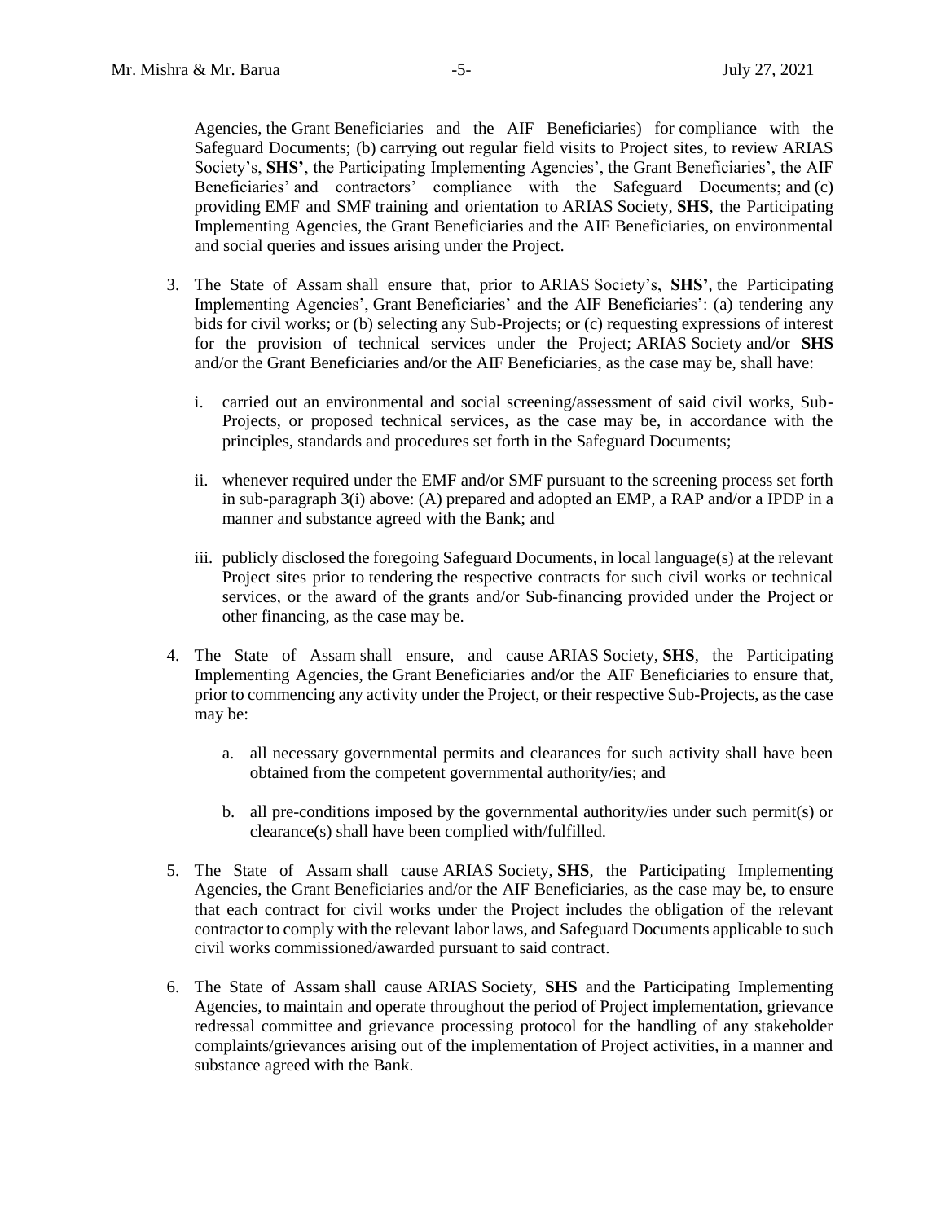Agencies, the Grant Beneficiaries and the AIF Beneficiaries) for compliance with the Safeguard Documents; (b) carrying out regular field visits to Project sites, to review ARIAS Society's, **SHS'**, the Participating Implementing Agencies', the Grant Beneficiaries', the AIF Beneficiaries' and contractors' compliance with the Safeguard Documents; and (c) providing EMF and SMF training and orientation to ARIAS Society, **SHS**, the Participating Implementing Agencies, the Grant Beneficiaries and the AIF Beneficiaries, on environmental and social queries and issues arising under the Project.

3. The State of Assam shall ensure that, prior to ARIAS Society's, **SHS'**, the Participating Implementing Agencies', Grant Beneficiaries' and the AIF Beneficiaries': (a) tendering any bids for civil works; or (b) selecting any Sub-Projects; or (c) requesting expressions of interest for the provision of technical services under the Project; ARIAS Society and/or **SHS** and/or the Grant Beneficiaries and/or the AIF Beneficiaries, as the case may be, shall have:

   i. carried out an environmental and social screening/assessment of said civil works, Sub-Projects, or proposed technical services, as the case may be, in accordance with the principles, standards and procedures set forth in the Safeguard Documents;

   ii. whenever required under the EMF and/or SMF pursuant to the screening process set forth in sub-paragraph 3(i) above: (A) prepared and adopted an EMP, a RAP and/or a IPDP in a manner and substance agreed with the Bank; and

   iii. publicly disclosed the foregoing Safeguard Documents, in local language(s) at the relevant Project sites prior to tendering the respective contracts for such civil works or technical services, or the award of the grants and/or Sub-financing provided under the Project or other financing, as the case may be.

4. The State of Assam shall ensure, and cause ARIAS Society, **SHS**, the Participating Implementing Agencies, the Grant Beneficiaries and/or the AIF Beneficiaries to ensure that, prior to commencing any activity under the Project, or their respective Sub-Projects, as the case may be:

   a. all necessary governmental permits and clearances for such activity shall have been obtained from the competent governmental authority/ies; and

   b. all pre-conditions imposed by the governmental authority/ies under such permit(s) or clearance(s) shall have been complied with/fulfilled.

5. The State of Assam shall cause ARIAS Society, **SHS**, the Participating Implementing Agencies, the Grant Beneficiaries and/or the AIF Beneficiaries, as the case may be, to ensure that each contract for civil works under the Project includes the obligation of the relevant contractor to comply with the relevant labor laws, and Safeguard Documents applicable to such civil works commissioned/awarded pursuant to said contract.

6. The State of Assam shall cause ARIAS Society, **SHS** and the Participating Implementing Agencies, to maintain and operate throughout the period of Project implementation, grievance redressal committee and grievance processing protocol for the handling of any stakeholder complaints/grievances arising out of the implementation of Project activities, in a manner and substance agreed with the Bank.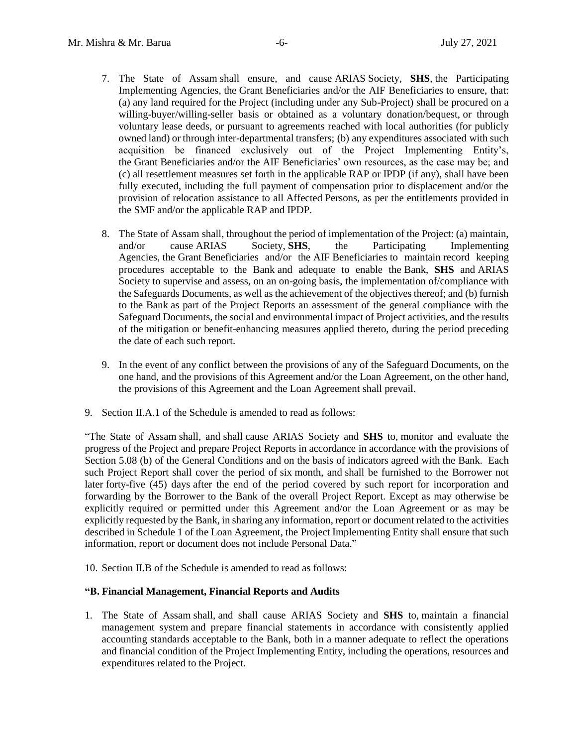7. The State of Assam shall ensure, and cause ARIAS Society, **SHS**, the Participating Implementing Agencies, the Grant Beneficiaries and/or the AIF Beneficiaries to ensure, that: (a) any land required for the Project (including under any Sub-Project) shall be procured on a willing-buyer/willing-seller basis or obtained as a voluntary donation/bequest, or through voluntary lease deeds, or pursuant to agreements reached with local authorities (for publicly owned land) or through inter-departmental transfers; (b) any expenditures associated with such acquisition be financed exclusively out of the Project Implementing Entity's, the Grant Beneficiaries and/or the AIF Beneficiaries' own resources, as the case may be; and (c) all resettlement measures set forth in the applicable RAP or IPDP (if any), shall have been fully executed, including the full payment of compensation prior to displacement and/or the provision of relocation assistance to all Affected Persons, as per the entitlements provided in the SMF and/or the applicable RAP and IPDP.

8. The State of Assam shall, throughout the period of implementation of the Project: (a) maintain, and/or cause ARIAS Society, **SHS**, the Participating Implementing Agencies, the Grant Beneficiaries and/or the AIF Beneficiaries to maintain record keeping procedures acceptable to the Bank and adequate to enable the Bank, **SHS** and ARIAS Society to supervise and assess, on an on-going basis, the implementation of/compliance with the Safeguards Documents, as well as the achievement of the objectives thereof; and (b) furnish to the Bank as part of the Project Reports an assessment of the general compliance with the Safeguard Documents, the social and environmental impact of Project activities, and the results of the mitigation or benefit-enhancing measures applied thereto, during the period preceding the date of each such report.

9. In the event of any conflict between the provisions of any of the Safeguard Documents, on the one hand, and the provisions of this Agreement and/or the Loan Agreement, on the other hand, the provisions of this Agreement and the Loan Agreement shall prevail.

9. Section II.A.1 of the Schedule is amended to read as follows:

"The State of Assam shall, and shall cause ARIAS Society and **SHS** to, monitor and evaluate the progress of the Project and prepare Project Reports in accordance in accordance with the provisions of Section 5.08 (b) of the General Conditions and on the basis of indicators agreed with the Bank. Each such Project Report shall cover the period of six month, and shall be furnished to the Borrower not later forty-five (45) days after the end of the period covered by such report for incorporation and forwarding by the Borrower to the Bank of the overall Project Report. Except as may otherwise be explicitly required or permitted under this Agreement and/or the Loan Agreement or as may be explicitly requested by the Bank, in sharing any information, report or document related to the activities described in Schedule 1 of the Loan Agreement, the Project Implementing Entity shall ensure that such information, report or document does not include Personal Data."

10. Section II.B of the Schedule is amended to read as follows:

**"B. Financial Management, Financial Reports and Audits**

1. The State of Assam shall, and shall cause ARIAS Society and **SHS** to, maintain a financial management system and prepare financial statements in accordance with consistently applied accounting standards acceptable to the Bank, both in a manner adequate to reflect the operations and financial condition of the Project Implementing Entity, including the operations, resources and expenditures related to the Project.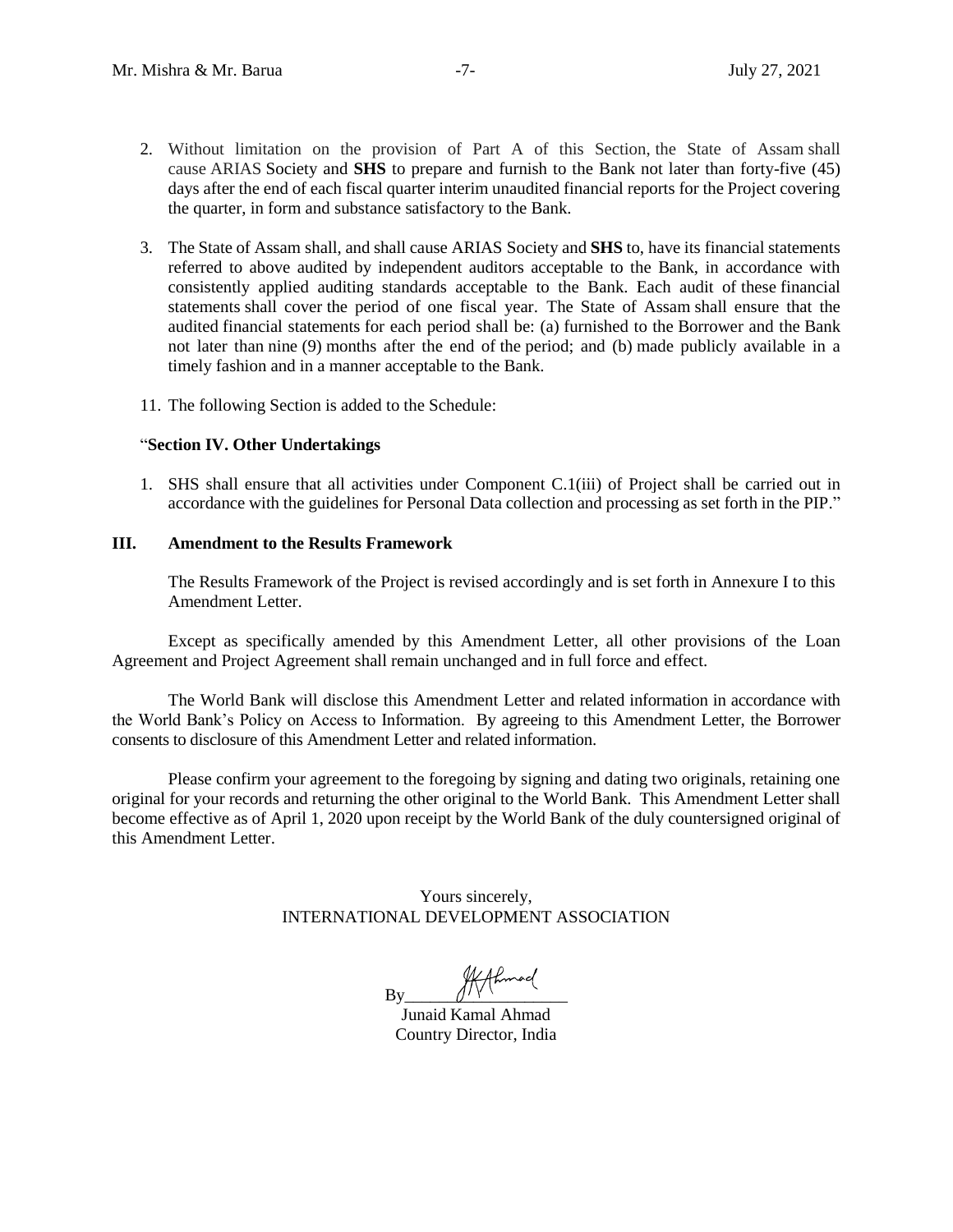2. Without limitation on the provision of Part A of this Section, the State of Assam shall cause ARIAS Society and **SHS** to prepare and furnish to the Bank not later than forty-five (45) days after the end of each fiscal quarter interim unaudited financial reports for the Project covering the quarter, in form and substance satisfactory to the Bank.

3. The State of Assam shall, and shall cause ARIAS Society and **SHS** to, have its financial statements referred to above audited by independent auditors acceptable to the Bank, in accordance with consistently applied auditing standards acceptable to the Bank. Each audit of these financial statements shall cover the period of one fiscal year. The State of Assam shall ensure that the audited financial statements for each period shall be: (a) furnished to the Borrower and the Bank not later than nine (9) months after the end of the period; and (b) made publicly available in a timely fashion and in a manner acceptable to the Bank.

11. The following Section is added to the Schedule:

"**Section IV. Other Undertakings**

1. SHS shall ensure that all activities under Component C.1(iii) of Project shall be carried out in accordance with the guidelines for Personal Data collection and processing as set forth in the PIP."

## III. Amendment to the Results Framework

The Results Framework of the Project is revised accordingly and is set forth in Annexure I to this Amendment Letter.

Except as specifically amended by this Amendment Letter, all other provisions of the Loan Agreement and Project Agreement shall remain unchanged and in full force and effect.

The World Bank will disclose this Amendment Letter and related information in accordance with the World Bank's Policy on Access to Information. By agreeing to this Amendment Letter, the Borrower consents to disclosure of this Amendment Letter and related information.

Please confirm your agreement to the foregoing by signing and dating two originals, retaining one original for your records and returning the other original to the World Bank. This Amendment Letter shall become effective as of April 1, 2020 upon receipt by the World Bank of the duly countersigned original of this Amendment Letter.

Yours sincerely,
INTERNATIONAL DEVELOPMENT ASSOCIATION

By_____________________
Junaid Kamal Ahmad
Country Director, India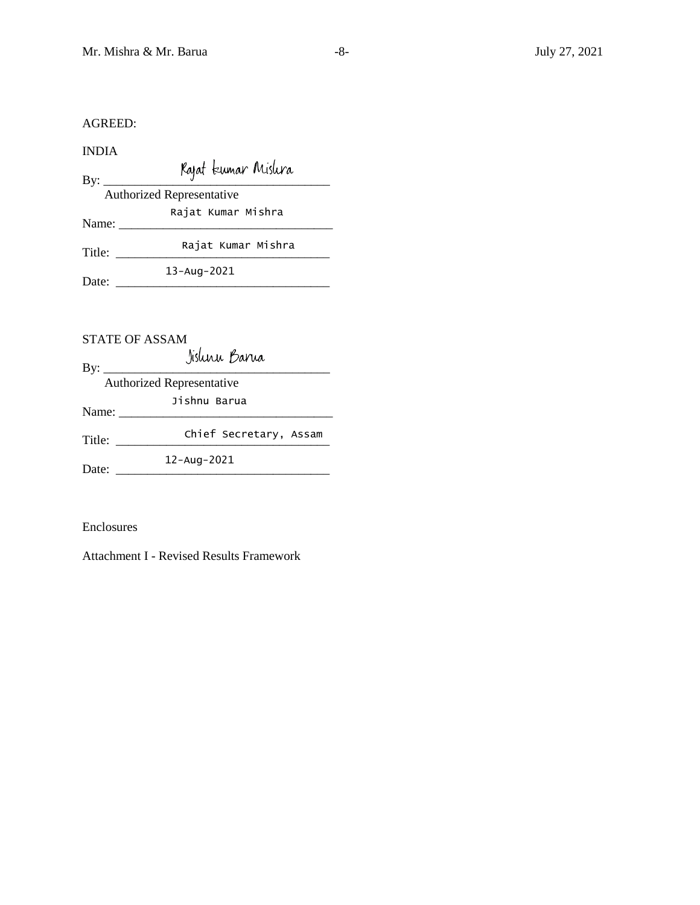AGREED:

INDIA

By: Rajat Kumar Mishra
Authorized Representative

Name: Rajat Kumar Mishra

Title: Rajat Kumar Mishra

Date: 13-Aug-2021

STATE OF ASSAM

By: Jishnu Barua
Authorized Representative

Name: Jishnu Barua

Title: Chief Secretary, Assam

Date: 12-Aug-2021

Enclosures

Attachment I - Revised Results Framework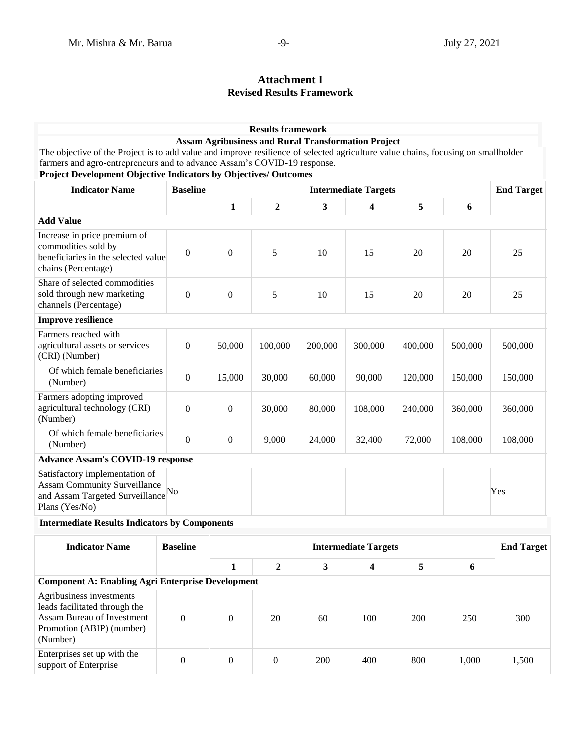## Attachment I
### Revised Results Framework

**Results framework**

**Assam Agribusiness and Rural Transformation Project**

The objective of the Project is to add value and improve resilience of selected agriculture value chains, focusing on smallholder farmers and agro-entrepreneurs and to advance Assam's COVID-19 response.

**Project Development Objective Indicators by Objectives/ Outcomes**

| Indicator Name | Baseline | Intermediate Targets | | | | | | End Target |
|---|---|---|---|---|---|---|---|---|
| | | 1 | 2 | 3 | 4 | 5 | 6 | |
| **Add Value** | | | | | | | | |
| Increase in price premium of commodities sold by beneficiaries in the selected value chains (Percentage) | 0 | 0 | 5 | 10 | 15 | 20 | 20 | 25 |
| Share of selected commodities sold through new marketing channels (Percentage) | 0 | 0 | 5 | 10 | 15 | 20 | 20 | 25 |
| **Improve resilience** | | | | | | | | |
| Farmers reached with agricultural assets or services (CRI) (Number) | 0 | 50,000 | 100,000 | 200,000 | 300,000 | 400,000 | 500,000 | 500,000 |
| Of which female beneficiaries (Number) | 0 | 15,000 | 30,000 | 60,000 | 90,000 | 120,000 | 150,000 | 150,000 |
| Farmers adopting improved agricultural technology (CRI) (Number) | 0 | 0 | 30,000 | 80,000 | 108,000 | 240,000 | 360,000 | 360,000 |
| Of which female beneficiaries (Number) | 0 | 0 | 9,000 | 24,000 | 32,400 | 72,000 | 108,000 | 108,000 |
| **Advance Assam's COVID-19 response** | | | | | | | | |
| Satisfactory implementation of Assam Community Surveillance and Assam Targeted Surveillance Plans (Yes/No) | No | | | | | | | Yes |

**Intermediate Results Indicators by Components**

| Indicator Name | Baseline | Intermediate Targets | | | | | | End Target |
|---|---|---|---|---|---|---|---|---|
| | | 1 | 2 | 3 | 4 | 5 | 6 | |
| **Component A: Enabling Agri Enterprise Development** | | | | | | | | |
| Agribusiness investments leads facilitated through the Assam Bureau of Investment Promotion (ABIP) (number) (Number) | 0 | 0 | 20 | 60 | 100 | 200 | 250 | 300 |
| Enterprises set up with the support of Enterprise | 0 | 0 | 0 | 200 | 400 | 800 | 1,000 | 1,500 |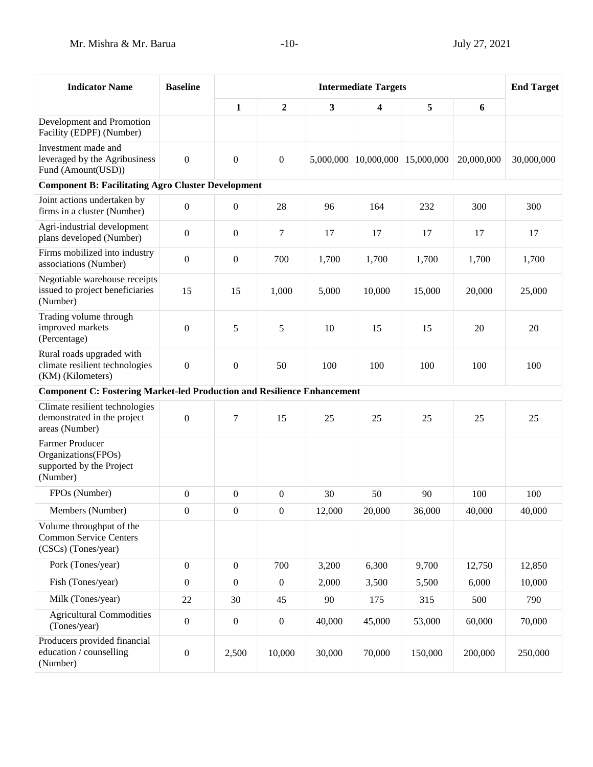| Indicator Name | Baseline | Intermediate Targets | | | | | | End Target |
|---|---|---|---|---|---|---|---|---|
| | | 1 | 2 | 3 | 4 | 5 | 6 | |
| Development and Promotion Facility (EDPF) (Number) | | | | | | | | |
| Investment made and leveraged by the Agribusiness Fund (Amount(USD)) | 0 | 0 | 0 | 5,000,000 | 10,000,000 | 15,000,000 | 20,000,000 | 30,000,000 |
| **Component B: Facilitating Agro Cluster Development** | | | | | | | | |
| Joint actions undertaken by firms in a cluster (Number) | 0 | 0 | 28 | 96 | 164 | 232 | 300 | 300 |
| Agri-industrial development plans developed (Number) | 0 | 0 | 7 | 17 | 17 | 17 | 17 | 17 |
| Firms mobilized into industry associations (Number) | 0 | 0 | 700 | 1,700 | 1,700 | 1,700 | 1,700 | 1,700 |
| Negotiable warehouse receipts issued to project beneficiaries (Number) | 15 | 15 | 1,000 | 5,000 | 10,000 | 15,000 | 20,000 | 25,000 |
| Trading volume through improved markets (Percentage) | 0 | 5 | 5 | 10 | 15 | 15 | 20 | 20 |
| Rural roads upgraded with climate resilient technologies (KM) (Kilometers) | 0 | 0 | 50 | 100 | 100 | 100 | 100 | 100 |
| **Component C: Fostering Market-led Production and Resilience Enhancement** | | | | | | | | |
| Climate resilient technologies demonstrated in the project areas (Number) | 0 | 7 | 15 | 25 | 25 | 25 | 25 | 25 |
| Farmer Producer Organizations(FPOs) supported by the Project (Number) | | | | | | | | |
| FPOs (Number) | 0 | 0 | 0 | 30 | 50 | 90 | 100 | 100 |
| Members (Number) | 0 | 0 | 0 | 12,000 | 20,000 | 36,000 | 40,000 | 40,000 |
| Volume throughput of the Common Service Centers (CSCs) (Tones/year) | | | | | | | | |
| Pork (Tones/year) | 0 | 0 | 700 | 3,200 | 6,300 | 9,700 | 12,750 | 12,850 |
| Fish (Tones/year) | 0 | 0 | 0 | 2,000 | 3,500 | 5,500 | 6,000 | 10,000 |
| Milk (Tones/year) | 22 | 30 | 45 | 90 | 175 | 315 | 500 | 790 |
| Agricultural Commodities (Tones/year) | 0 | 0 | 0 | 40,000 | 45,000 | 53,000 | 60,000 | 70,000 |
| Producers provided financial education / counselling (Number) | 0 | 2,500 | 10,000 | 30,000 | 70,000 | 150,000 | 200,000 | 250,000 |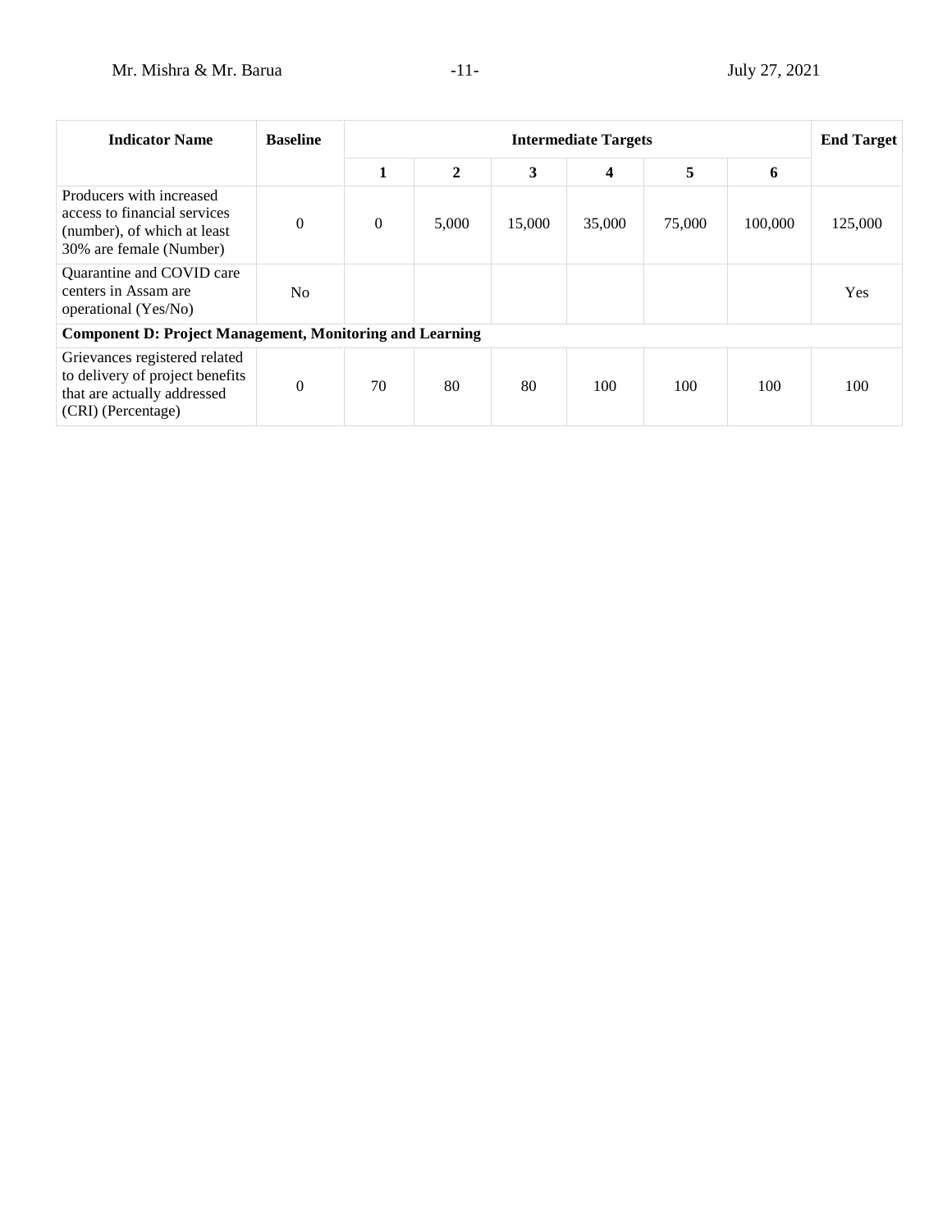| Indicator Name | Baseline | Intermediate Targets | | | | | | End Target |
|---|---|---|---|---|---|---|---|---|
| | | 1 | 2 | 3 | 4 | 5 | 6 | |
| Producers with increased access to financial services (number), of which at least 30% are female (Number) | 0 | 0 | 5,000 | 15,000 | 35,000 | 75,000 | 100,000 | 125,000 |
| Quarantine and COVID care centers in Assam are operational (Yes/No) | No | | | | | | | Yes |
| **Component D: Project Management, Monitoring and Learning** | | | | | | | | |
| Grievances registered related to delivery of project benefits that are actually addressed (CRI) (Percentage) | 0 | 70 | 80 | 80 | 100 | 100 | 100 | 100 |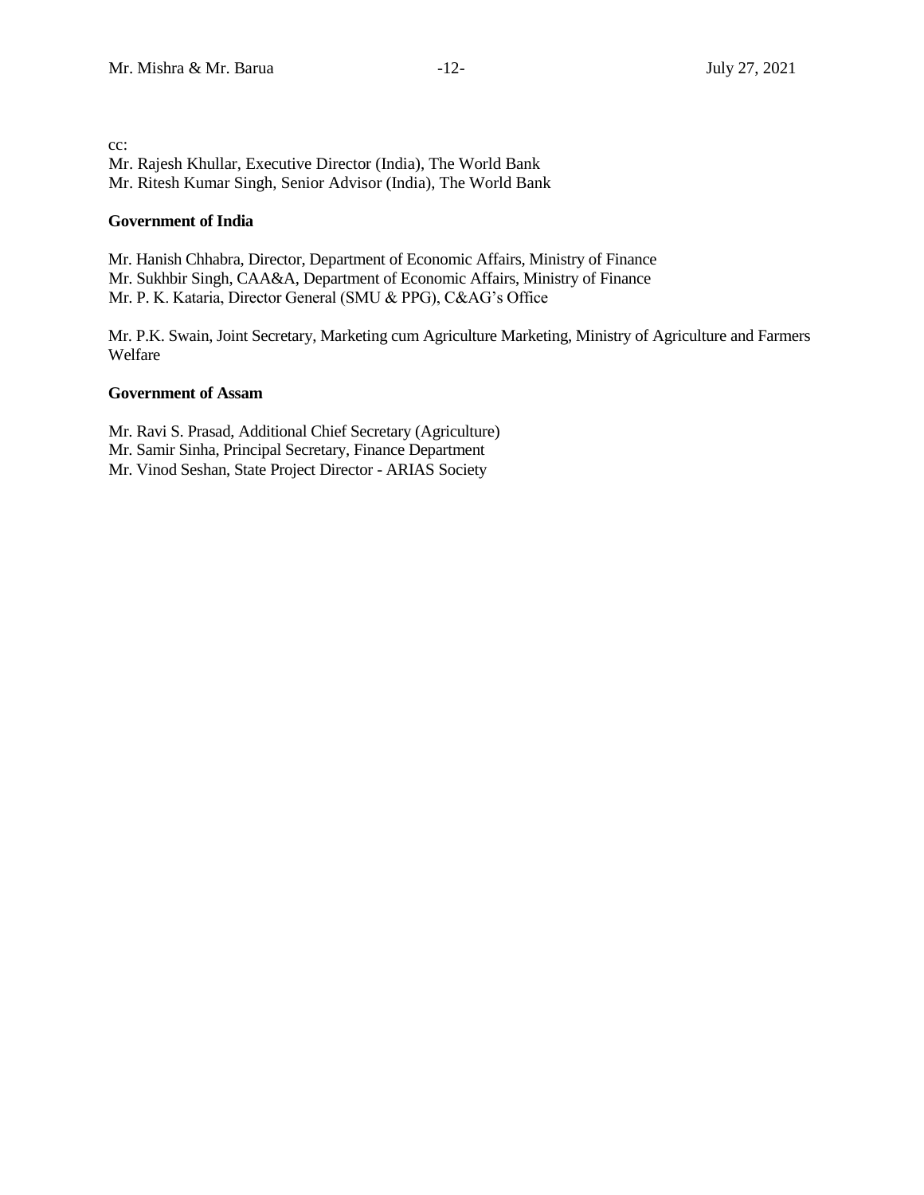cc:
Mr. Rajesh Khullar, Executive Director (India), The World Bank
Mr. Ritesh Kumar Singh, Senior Advisor (India), The World Bank

**Government of India**

Mr. Hanish Chhabra, Director, Department of Economic Affairs, Ministry of Finance
Mr. Sukhbir Singh, CAA&A, Department of Economic Affairs, Ministry of Finance
Mr. P. K. Kataria, Director General (SMU & PPG), C&AG's Office

Mr. P.K. Swain, Joint Secretary, Marketing cum Agriculture Marketing, Ministry of Agriculture and Farmers Welfare

**Government of Assam**

Mr. Ravi S. Prasad, Additional Chief Secretary (Agriculture)
Mr. Samir Sinha, Principal Secretary, Finance Department
Mr. Vinod Seshan, State Project Director - ARIAS Society